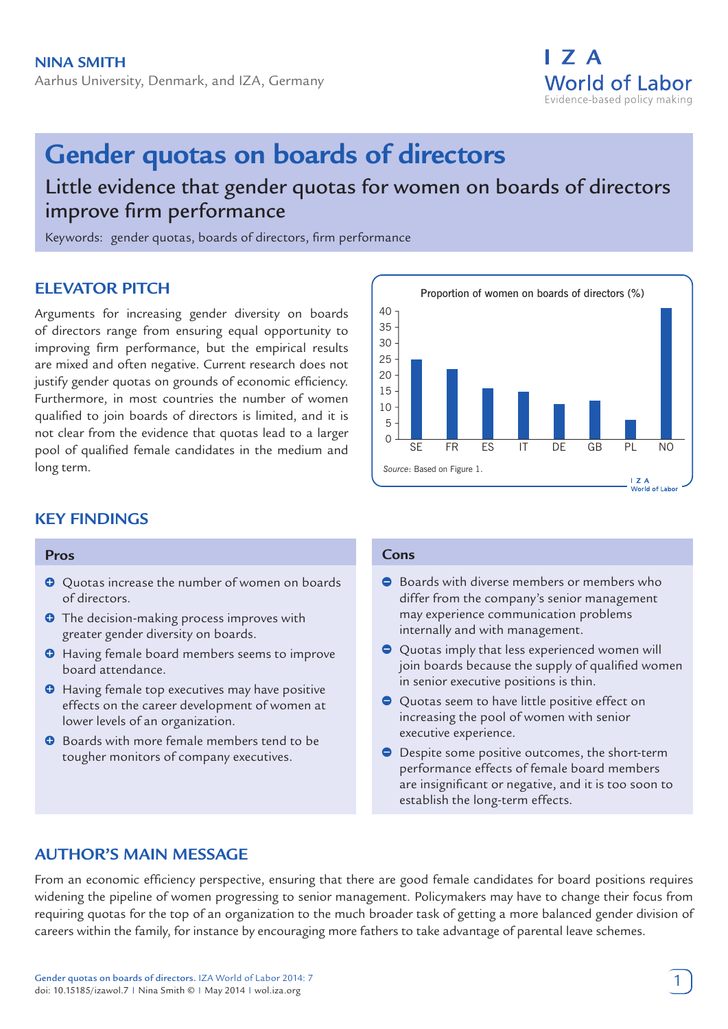**NINA SMITH**
Aarhus University, Denmark, and IZA, Germany

I Z A
World of Labor
Evidence-based policy making

# Gender quotas on boards of directors

## Little evidence that gender quotas for women on boards of directors improve firm performance

Keywords: gender quotas, boards of directors, firm performance

## ELEVATOR PITCH

Arguments for increasing gender diversity on boards of directors range from ensuring equal opportunity to improving firm performance, but the empirical results are mixed and often negative. Current research does not justify gender quotas on grounds of economic efficiency. Furthermore, in most countries the number of women qualified to join boards of directors is limited, and it is not clear from the evidence that quotas lead to a larger pool of qualified female candidates in the medium and long term.

Proportion of women on boards of directors (%)

40
35
30
25
20
15
10
5
0

SE FR ES IT DE GB PL NO

*Source*: Based on Figure 1.

## KEY FINDINGS

### Pros

- Quotas increase the number of women on boards of directors.
- The decision-making process improves with greater gender diversity on boards.
- Having female board members seems to improve board attendance.
- Having female top executives may have positive effects on the career development of women at lower levels of an organization.
- Boards with more female members tend to be tougher monitors of company executives.

### Cons

- Boards with diverse members or members who differ from the company's senior management may experience communication problems internally and with management.
- Quotas imply that less experienced women will join boards because the supply of qualified women in senior executive positions is thin.
- Quotas seem to have little positive effect on increasing the pool of women with senior executive experience.
- Despite some positive outcomes, the short-term performance effects of female board members are insignificant or negative, and it is too soon to establish the long-term effects.

## AUTHOR'S MAIN MESSAGE

From an economic efficiency perspective, ensuring that there are good female candidates for board positions requires widening the pipeline of women progressing to senior management. Policymakers may have to change their focus from requiring quotas for the top of an organization to the much broader task of getting a more balanced gender division of careers within the family, for instance by encouraging more fathers to take advantage of parental leave schemes.

Gender quotas on boards of directors. IZA World of Labor 2014: 7
doi: 10.15185/izawol.7 | Nina Smith © | May 2014 | wol.iza.org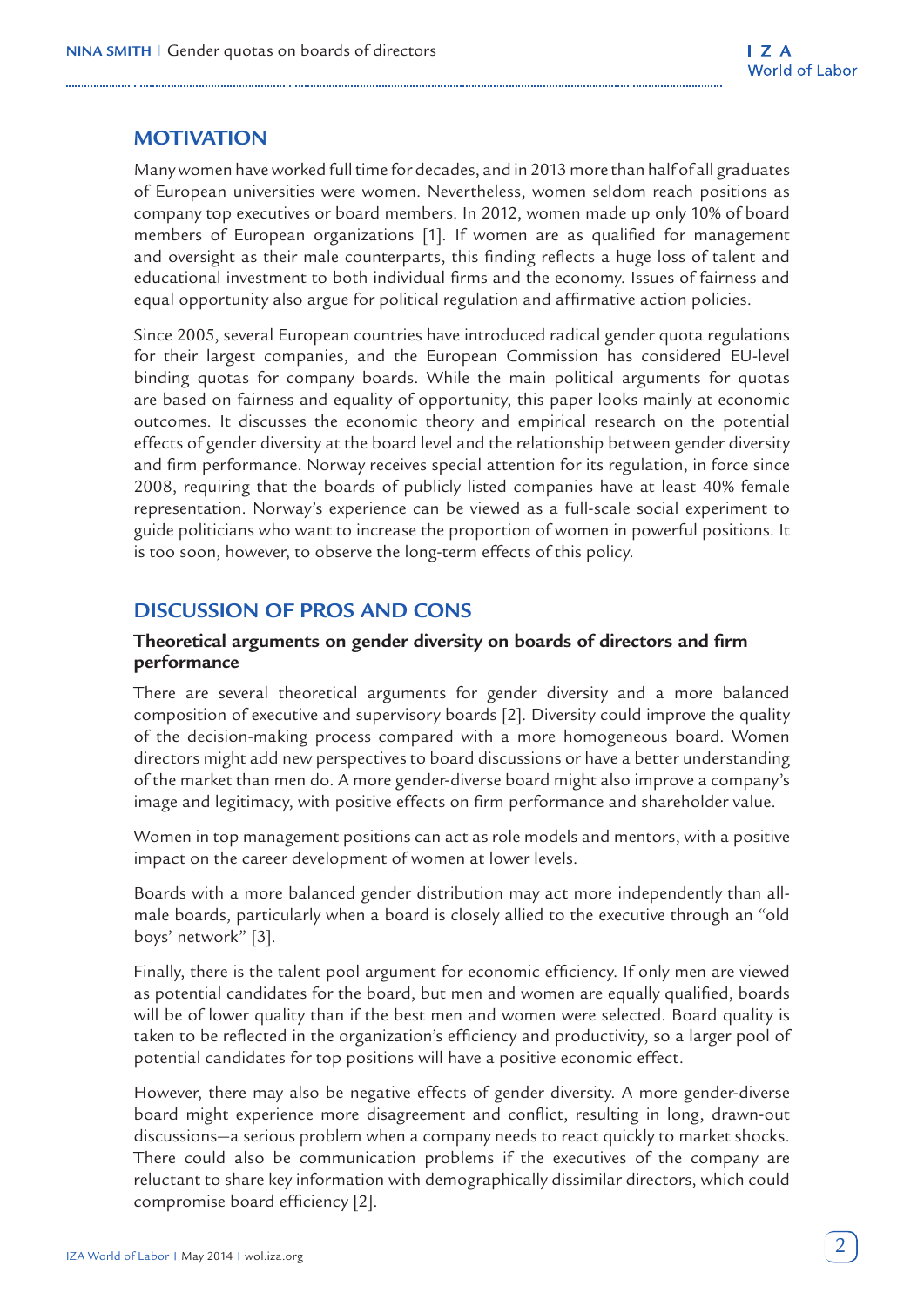## MOTIVATION

Many women have worked full time for decades, and in 2013 more than half of all graduates of European universities were women. Nevertheless, women seldom reach positions as company top executives or board members. In 2012, women made up only 10% of board members of European organizations [1]. If women are as qualified for management and oversight as their male counterparts, this finding reflects a huge loss of talent and educational investment to both individual firms and the economy. Issues of fairness and equal opportunity also argue for political regulation and affirmative action policies.

Since 2005, several European countries have introduced radical gender quota regulations for their largest companies, and the European Commission has considered EU-level binding quotas for company boards. While the main political arguments for quotas are based on fairness and equality of opportunity, this paper looks mainly at economic outcomes. It discusses the economic theory and empirical research on the potential effects of gender diversity at the board level and the relationship between gender diversity and firm performance. Norway receives special attention for its regulation, in force since 2008, requiring that the boards of publicly listed companies have at least 40% female representation. Norway's experience can be viewed as a full-scale social experiment to guide politicians who want to increase the proportion of women in powerful positions. It is too soon, however, to observe the long-term effects of this policy.

## DISCUSSION OF PROS AND CONS

### Theoretical arguments on gender diversity on boards of directors and firm performance

There are several theoretical arguments for gender diversity and a more balanced composition of executive and supervisory boards [2]. Diversity could improve the quality of the decision-making process compared with a more homogeneous board. Women directors might add new perspectives to board discussions or have a better understanding of the market than men do. A more gender-diverse board might also improve a company's image and legitimacy, with positive effects on firm performance and shareholder value.

Women in top management positions can act as role models and mentors, with a positive impact on the career development of women at lower levels.

Boards with a more balanced gender distribution may act more independently than all-male boards, particularly when a board is closely allied to the executive through an "old boys' network" [3].

Finally, there is the talent pool argument for economic efficiency. If only men are viewed as potential candidates for the board, but men and women are equally qualified, boards will be of lower quality than if the best men and women were selected. Board quality is taken to be reflected in the organization's efficiency and productivity, so a larger pool of potential candidates for top positions will have a positive economic effect.

However, there may also be negative effects of gender diversity. A more gender-diverse board might experience more disagreement and conflict, resulting in long, drawn-out discussions—a serious problem when a company needs to react quickly to market shocks. There could also be communication problems if the executives of the company are reluctant to share key information with demographically dissimilar directors, which could compromise board efficiency [2].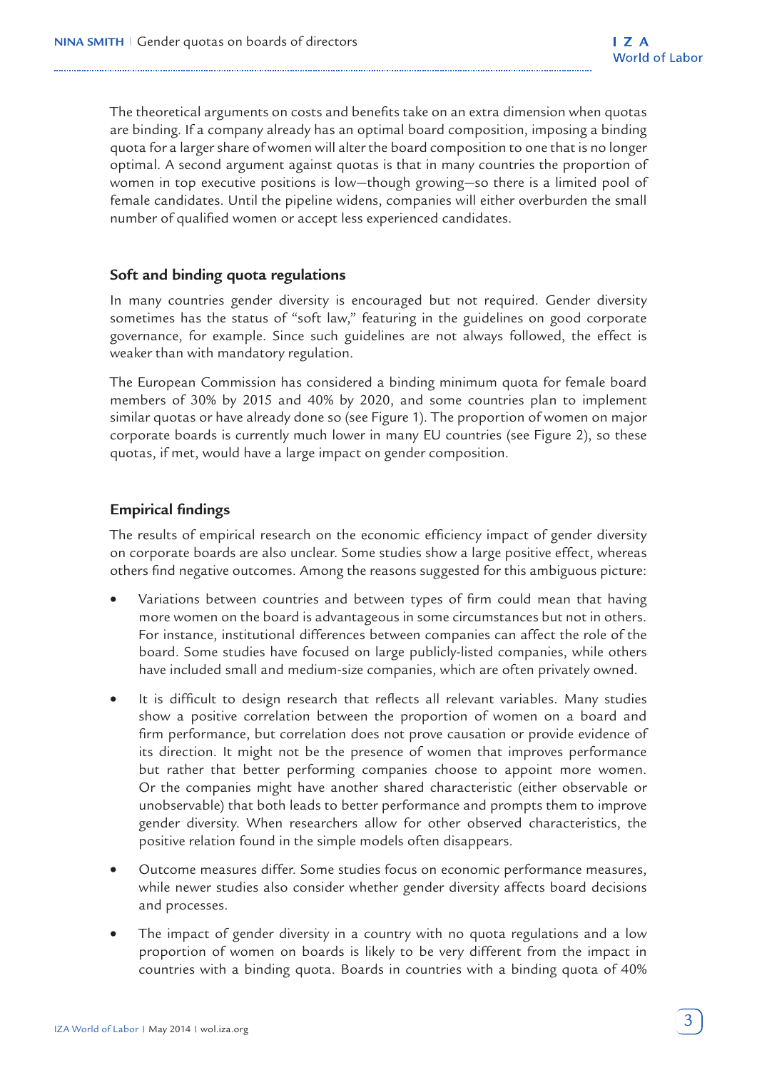The theoretical arguments on costs and benefits take on an extra dimension when quotas are binding. If a company already has an optimal board composition, imposing a binding quota for a larger share of women will alter the board composition to one that is no longer optimal. A second argument against quotas is that in many countries the proportion of women in top executive positions is low—though growing—so there is a limited pool of female candidates. Until the pipeline widens, companies will either overburden the small number of qualified women or accept less experienced candidates.

## Soft and binding quota regulations

In many countries gender diversity is encouraged but not required. Gender diversity sometimes has the status of "soft law," featuring in the guidelines on good corporate governance, for example. Since such guidelines are not always followed, the effect is weaker than with mandatory regulation.

The European Commission has considered a binding minimum quota for female board members of 30% by 2015 and 40% by 2020, and some countries plan to implement similar quotas or have already done so (see Figure 1). The proportion of women on major corporate boards is currently much lower in many EU countries (see Figure 2), so these quotas, if met, would have a large impact on gender composition.

## Empirical findings

The results of empirical research on the economic efficiency impact of gender diversity on corporate boards are also unclear. Some studies show a large positive effect, whereas others find negative outcomes. Among the reasons suggested for this ambiguous picture:

- Variations between countries and between types of firm could mean that having more women on the board is advantageous in some circumstances but not in others. For instance, institutional differences between companies can affect the role of the board. Some studies have focused on large publicly-listed companies, while others have included small and medium-size companies, which are often privately owned.
- It is difficult to design research that reflects all relevant variables. Many studies show a positive correlation between the proportion of women on a board and firm performance, but correlation does not prove causation or provide evidence of its direction. It might not be the presence of women that improves performance but rather that better performing companies choose to appoint more women. Or the companies might have another shared characteristic (either observable or unobservable) that both leads to better performance and prompts them to improve gender diversity. When researchers allow for other observed characteristics, the positive relation found in the simple models often disappears.
- Outcome measures differ. Some studies focus on economic performance measures, while newer studies also consider whether gender diversity affects board decisions and processes.
- The impact of gender diversity in a country with no quota regulations and a low proportion of women on boards is likely to be very different from the impact in countries with a binding quota. Boards in countries with a binding quota of 40%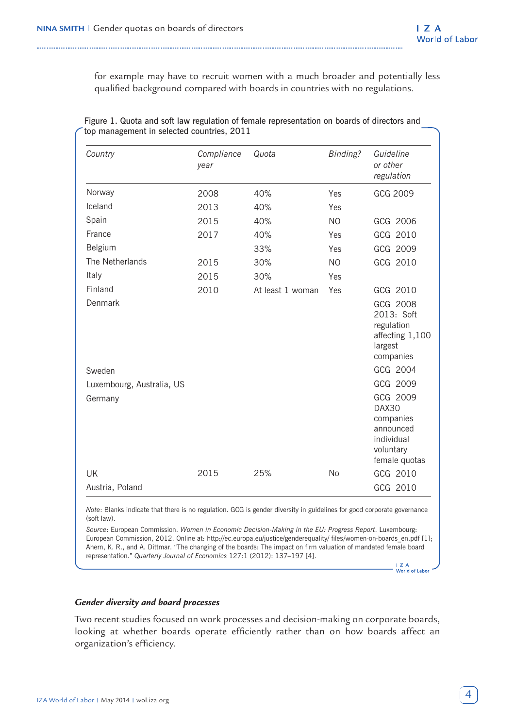for example may have to recruit women with a much broader and potentially less qualified background compared with boards in countries with no regulations.

Figure 1. Quota and soft law regulation of female representation on boards of directors and top management in selected countries, 2011

| Country | Compliance year | Quota | Binding? | Guideline or other regulation |
|---|---|---|---|---|
| Norway | 2008 | 40% | Yes | GCG 2009 |
| Iceland | 2013 | 40% | Yes | |
| Spain | 2015 | 40% | NO | GCG 2006 |
| France | 2017 | 40% | Yes | GCG 2010 |
| Belgium | | 33% | Yes | GCG 2009 |
| The Netherlands | 2015 | 30% | NO | GCG 2010 |
| Italy | 2015 | 30% | Yes | |
| Finland | 2010 | At least 1 woman | Yes | GCG 2010 |
| Denmark | | | | GCG 2008 2013: Soft regulation affecting 1,100 largest companies |
| Sweden | | | | GCG 2004 |
| Luxembourg, Australia, US | | | | GCG 2009 |
| Germany | | | | GCG 2009 DAX30 companies announced individual voluntary female quotas |
| UK | 2015 | 25% | No | GCG 2010 |
| Austria, Poland | | | | GCG 2010 |

*Note*: Blanks indicate that there is no regulation. GCG is gender diversity in guidelines for good corporate governance (soft law).

*Source*: European Commission. *Women in Economic Decision-Making in the EU: Progress Report*. Luxembourg: European Commission, 2012. Online at: http://ec.europa.eu/justice/genderequality/ files/women-on-boards_en.pdf [1]; Ahern, K. R., and A. Dittmar. "The changing of the boards: The impact on firm valuation of mandated female board representation." *Quarterly Journal of Economics* 127:1 (2012): 137–197 [4].

### *Gender diversity and board processes*

Two recent studies focused on work processes and decision-making on corporate boards, looking at whether boards operate efficiently rather than on how boards affect an organization's efficiency.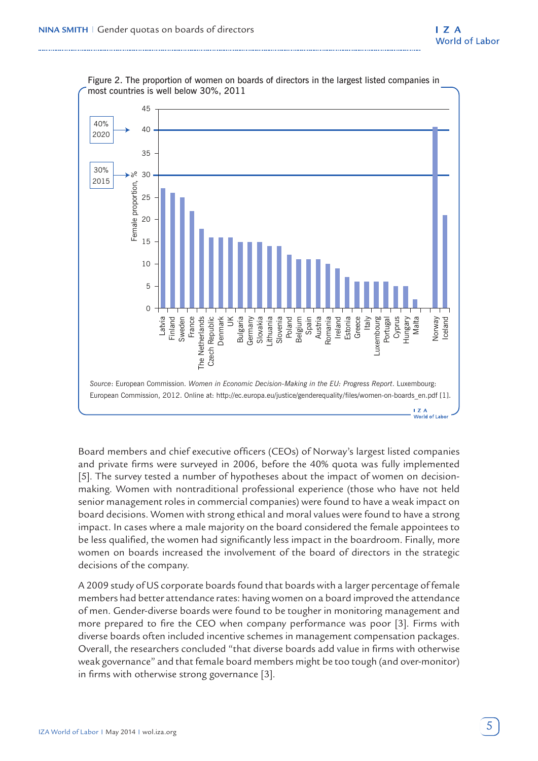Figure 2. The proportion of women on boards of directors in the largest listed companies in most countries is well below 30%, 2011

40% 2020

30% 2015

Female proportion, %

45
40
35
30
25
20
15
10
5
0

Latvia, Finland, Sweden, France, The Netherlands, Czech Republic, Denmark, UK, Bulgaria, Germany, Slovakia, Lithuania, Slovenia, Poland, Belgium, Spain, Austria, Romania, Ireland, Estonia, Greece, Italy, Luxembourg, Portugal, Cyprus, Hungary, Malta, Norway, Iceland

*Source*: European Commission. *Women in Economic Decision-Making in the EU: Progress Report*. Luxembourg: European Commission, 2012. Online at: http://ec.europa.eu/justice/genderequality/files/women-on-boards_en.pdf [1].

Board members and chief executive officers (CEOs) of Norway's largest listed companies and private firms were surveyed in 2006, before the 40% quota was fully implemented [5]. The survey tested a number of hypotheses about the impact of women on decision-making. Women with nontraditional professional experience (those who have not held senior management roles in commercial companies) were found to have a weak impact on board decisions. Women with strong ethical and moral values were found to have a strong impact. In cases where a male majority on the board considered the female appointees to be less qualified, the women had significantly less impact in the boardroom. Finally, more women on boards increased the involvement of the board of directors in the strategic decisions of the company.

A 2009 study of US corporate boards found that boards with a larger percentage of female members had better attendance rates: having women on a board improved the attendance of men. Gender-diverse boards were found to be tougher in monitoring management and more prepared to fire the CEO when company performance was poor [3]. Firms with diverse boards often included incentive schemes in management compensation packages. Overall, the researchers concluded "that diverse boards add value in firms with otherwise weak governance" and that female board members might be too tough (and over-monitor) in firms with otherwise strong governance [3].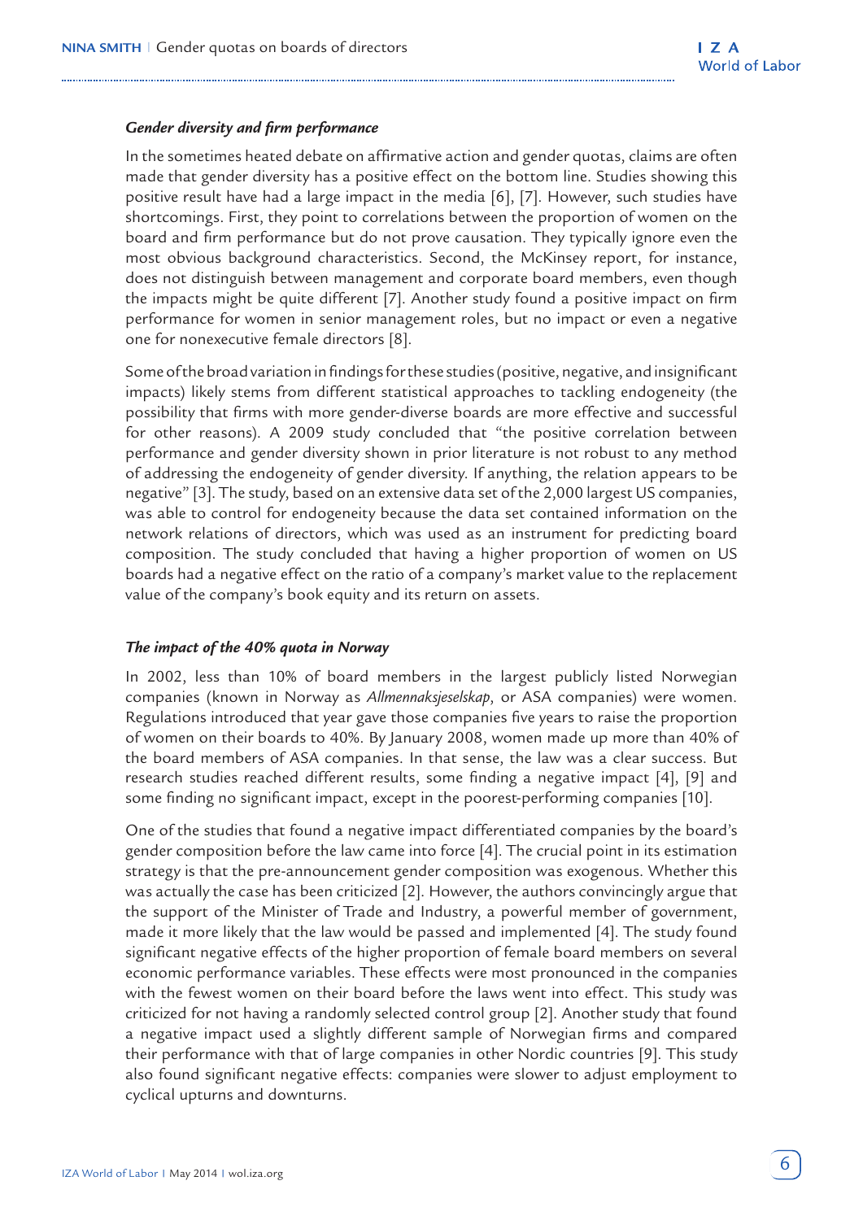### *Gender diversity and firm performance*

In the sometimes heated debate on affirmative action and gender quotas, claims are often made that gender diversity has a positive effect on the bottom line. Studies showing this positive result have had a large impact in the media [6], [7]. However, such studies have shortcomings. First, they point to correlations between the proportion of women on the board and firm performance but do not prove causation. They typically ignore even the most obvious background characteristics. Second, the McKinsey report, for instance, does not distinguish between management and corporate board members, even though the impacts might be quite different [7]. Another study found a positive impact on firm performance for women in senior management roles, but no impact or even a negative one for nonexecutive female directors [8].

Some of the broad variation in findings for these studies (positive, negative, and insignificant impacts) likely stems from different statistical approaches to tackling endogeneity (the possibility that firms with more gender-diverse boards are more effective and successful for other reasons). A 2009 study concluded that "the positive correlation between performance and gender diversity shown in prior literature is not robust to any method of addressing the endogeneity of gender diversity. If anything, the relation appears to be negative" [3]. The study, based on an extensive data set of the 2,000 largest US companies, was able to control for endogeneity because the data set contained information on the network relations of directors, which was used as an instrument for predicting board composition. The study concluded that having a higher proportion of women on US boards had a negative effect on the ratio of a company's market value to the replacement value of the company's book equity and its return on assets.

### *The impact of the 40% quota in Norway*

In 2002, less than 10% of board members in the largest publicly listed Norwegian companies (known in Norway as *Allmennaksjeselskap*, or ASA companies) were women. Regulations introduced that year gave those companies five years to raise the proportion of women on their boards to 40%. By January 2008, women made up more than 40% of the board members of ASA companies. In that sense, the law was a clear success. But research studies reached different results, some finding a negative impact [4], [9] and some finding no significant impact, except in the poorest-performing companies [10].

One of the studies that found a negative impact differentiated companies by the board's gender composition before the law came into force [4]. The crucial point in its estimation strategy is that the pre-announcement gender composition was exogenous. Whether this was actually the case has been criticized [2]. However, the authors convincingly argue that the support of the Minister of Trade and Industry, a powerful member of government, made it more likely that the law would be passed and implemented [4]. The study found significant negative effects of the higher proportion of female board members on several economic performance variables. These effects were most pronounced in the companies with the fewest women on their board before the laws went into effect. This study was criticized for not having a randomly selected control group [2]. Another study that found a negative impact used a slightly different sample of Norwegian firms and compared their performance with that of large companies in other Nordic countries [9]. This study also found significant negative effects: companies were slower to adjust employment to cyclical upturns and downturns.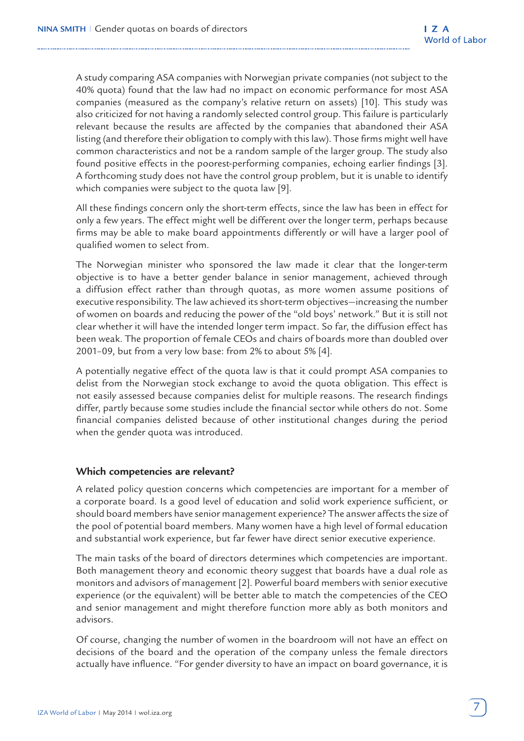A study comparing ASA companies with Norwegian private companies (not subject to the 40% quota) found that the law had no impact on economic performance for most ASA companies (measured as the company's relative return on assets) [10]. This study was also criticized for not having a randomly selected control group. This failure is particularly relevant because the results are affected by the companies that abandoned their ASA listing (and therefore their obligation to comply with this law). Those firms might well have common characteristics and not be a random sample of the larger group. The study also found positive effects in the poorest-performing companies, echoing earlier findings [3]. A forthcoming study does not have the control group problem, but it is unable to identify which companies were subject to the quota law [9].

All these findings concern only the short-term effects, since the law has been in effect for only a few years. The effect might well be different over the longer term, perhaps because firms may be able to make board appointments differently or will have a larger pool of qualified women to select from.

The Norwegian minister who sponsored the law made it clear that the longer-term objective is to have a better gender balance in senior management, achieved through a diffusion effect rather than through quotas, as more women assume positions of executive responsibility. The law achieved its short-term objectives—increasing the number of women on boards and reducing the power of the "old boys' network." But it is still not clear whether it will have the intended longer term impact. So far, the diffusion effect has been weak. The proportion of female CEOs and chairs of boards more than doubled over 2001–09, but from a very low base: from 2% to about 5% [4].

A potentially negative effect of the quota law is that it could prompt ASA companies to delist from the Norwegian stock exchange to avoid the quota obligation. This effect is not easily assessed because companies delist for multiple reasons. The research findings differ, partly because some studies include the financial sector while others do not. Some financial companies delisted because of other institutional changes during the period when the gender quota was introduced.

### Which competencies are relevant?

A related policy question concerns which competencies are important for a member of a corporate board. Is a good level of education and solid work experience sufficient, or should board members have senior management experience? The answer affects the size of the pool of potential board members. Many women have a high level of formal education and substantial work experience, but far fewer have direct senior executive experience.

The main tasks of the board of directors determines which competencies are important. Both management theory and economic theory suggest that boards have a dual role as monitors and advisors of management [2]. Powerful board members with senior executive experience (or the equivalent) will be better able to match the competencies of the CEO and senior management and might therefore function more ably as both monitors and advisors.

Of course, changing the number of women in the boardroom will not have an effect on decisions of the board and the operation of the company unless the female directors actually have influence. "For gender diversity to have an impact on board governance, it is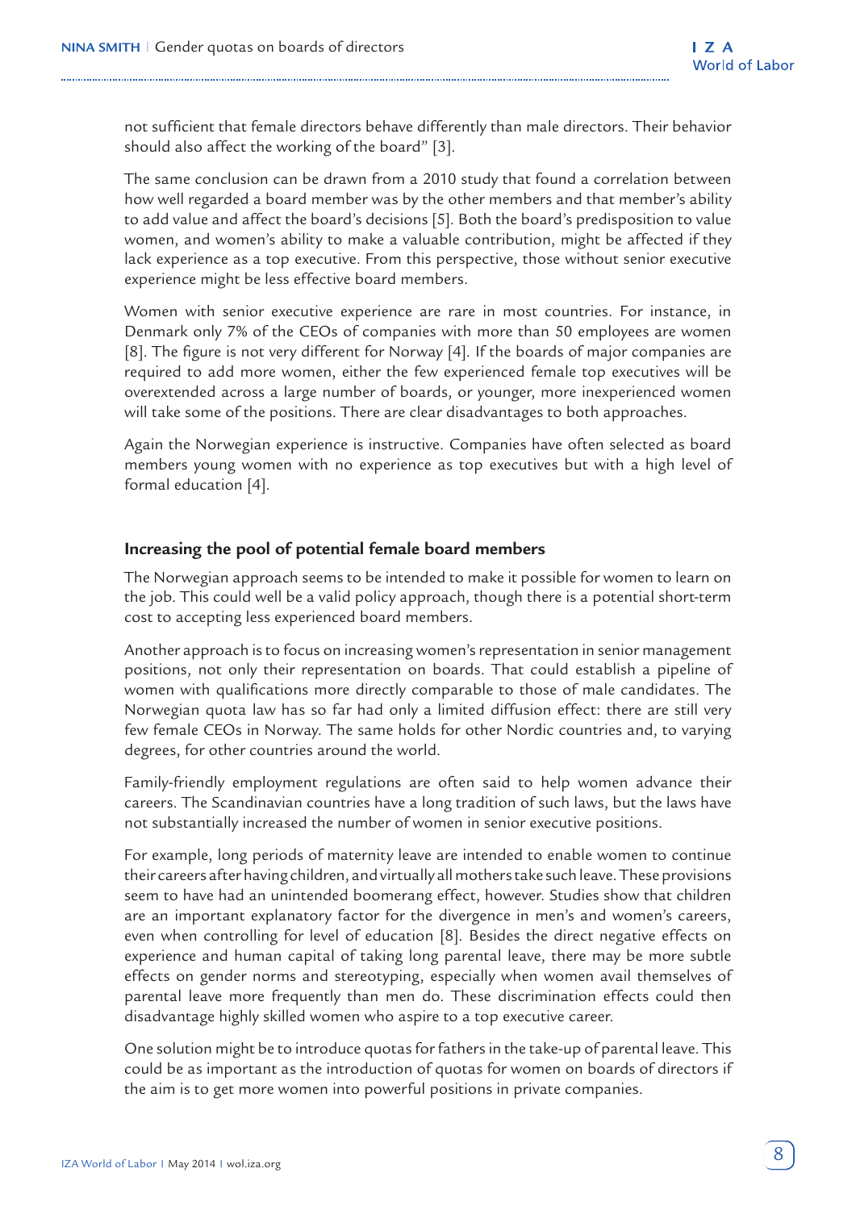not sufficient that female directors behave differently than male directors. Their behavior should also affect the working of the board" [3].

The same conclusion can be drawn from a 2010 study that found a correlation between how well regarded a board member was by the other members and that member's ability to add value and affect the board's decisions [5]. Both the board's predisposition to value women, and women's ability to make a valuable contribution, might be affected if they lack experience as a top executive. From this perspective, those without senior executive experience might be less effective board members.

Women with senior executive experience are rare in most countries. For instance, in Denmark only 7% of the CEOs of companies with more than 50 employees are women [8]. The figure is not very different for Norway [4]. If the boards of major companies are required to add more women, either the few experienced female top executives will be overextended across a large number of boards, or younger, more inexperienced women will take some of the positions. There are clear disadvantages to both approaches.

Again the Norwegian experience is instructive. Companies have often selected as board members young women with no experience as top executives but with a high level of formal education [4].

### Increasing the pool of potential female board members

The Norwegian approach seems to be intended to make it possible for women to learn on the job. This could well be a valid policy approach, though there is a potential short-term cost to accepting less experienced board members.

Another approach is to focus on increasing women's representation in senior management positions, not only their representation on boards. That could establish a pipeline of women with qualifications more directly comparable to those of male candidates. The Norwegian quota law has so far had only a limited diffusion effect: there are still very few female CEOs in Norway. The same holds for other Nordic countries and, to varying degrees, for other countries around the world.

Family-friendly employment regulations are often said to help women advance their careers. The Scandinavian countries have a long tradition of such laws, but the laws have not substantially increased the number of women in senior executive positions.

For example, long periods of maternity leave are intended to enable women to continue their careers after having children, and virtually all mothers take such leave. These provisions seem to have had an unintended boomerang effect, however. Studies show that children are an important explanatory factor for the divergence in men's and women's careers, even when controlling for level of education [8]. Besides the direct negative effects on experience and human capital of taking long parental leave, there may be more subtle effects on gender norms and stereotyping, especially when women avail themselves of parental leave more frequently than men do. These discrimination effects could then disadvantage highly skilled women who aspire to a top executive career.

One solution might be to introduce quotas for fathers in the take-up of parental leave. This could be as important as the introduction of quotas for women on boards of directors if the aim is to get more women into powerful positions in private companies.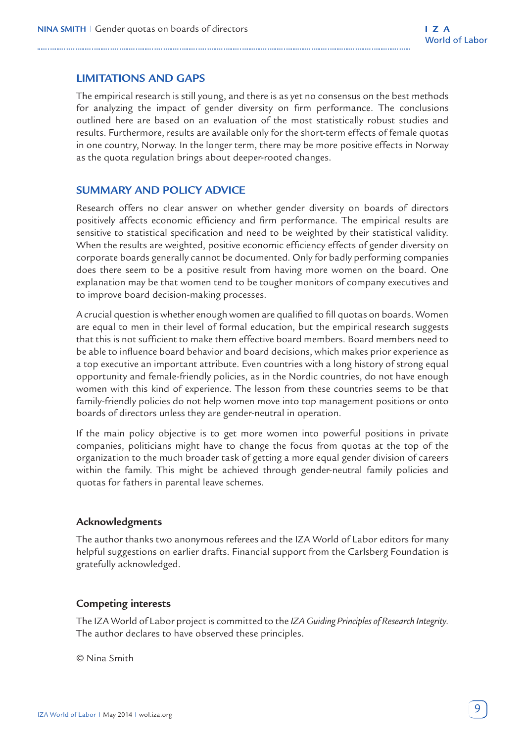## LIMITATIONS AND GAPS

The empirical research is still young, and there is as yet no consensus on the best methods for analyzing the impact of gender diversity on firm performance. The conclusions outlined here are based on an evaluation of the most statistically robust studies and results. Furthermore, results are available only for the short-term effects of female quotas in one country, Norway. In the longer term, there may be more positive effects in Norway as the quota regulation brings about deeper-rooted changes.

## SUMMARY AND POLICY ADVICE

Research offers no clear answer on whether gender diversity on boards of directors positively affects economic efficiency and firm performance. The empirical results are sensitive to statistical specification and need to be weighted by their statistical validity. When the results are weighted, positive economic efficiency effects of gender diversity on corporate boards generally cannot be documented. Only for badly performing companies does there seem to be a positive result from having more women on the board. One explanation may be that women tend to be tougher monitors of company executives and to improve board decision-making processes.

A crucial question is whether enough women are qualified to fill quotas on boards. Women are equal to men in their level of formal education, but the empirical research suggests that this is not sufficient to make them effective board members. Board members need to be able to influence board behavior and board decisions, which makes prior experience as a top executive an important attribute. Even countries with a long history of strong equal opportunity and female-friendly policies, as in the Nordic countries, do not have enough women with this kind of experience. The lesson from these countries seems to be that family-friendly policies do not help women move into top management positions or onto boards of directors unless they are gender-neutral in operation.

If the main policy objective is to get more women into powerful positions in private companies, politicians might have to change the focus from quotas at the top of the organization to the much broader task of getting a more equal gender division of careers within the family. This might be achieved through gender-neutral family policies and quotas for fathers in parental leave schemes.

### Acknowledgments

The author thanks two anonymous referees and the IZA World of Labor editors for many helpful suggestions on earlier drafts. Financial support from the Carlsberg Foundation is gratefully acknowledged.

### Competing interests

The IZA World of Labor project is committed to the *IZA Guiding Principles of Research Integrity*. The author declares to have observed these principles.

© Nina Smith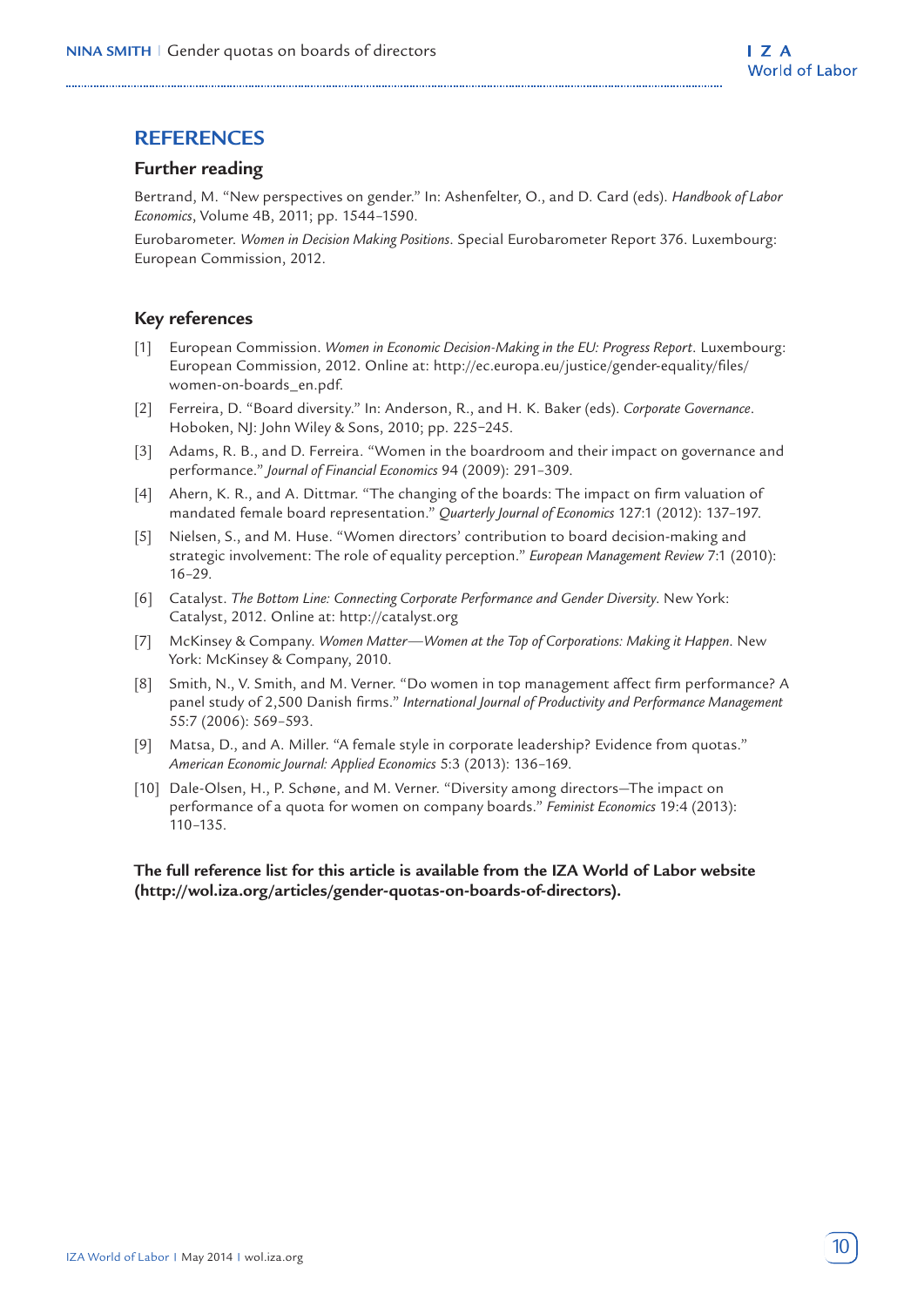## REFERENCES

### Further reading

Bertrand, M. "New perspectives on gender." In: Ashenfelter, O., and D. Card (eds). *Handbook of Labor Economics*, Volume 4B, 2011; pp. 1544–1590.

Eurobarometer. *Women in Decision Making Positions*. Special Eurobarometer Report 376. Luxembourg: European Commission, 2012.

### Key references

[1] European Commission. *Women in Economic Decision-Making in the EU: Progress Report*. Luxembourg: European Commission, 2012. Online at: http://ec.europa.eu/justice/gender-equality/files/women-on-boards_en.pdf.

[2] Ferreira, D. "Board diversity." In: Anderson, R., and H. K. Baker (eds). *Corporate Governance*. Hoboken, NJ: John Wiley & Sons, 2010; pp. 225–245.

[3] Adams, R. B., and D. Ferreira. "Women in the boardroom and their impact on governance and performance." *Journal of Financial Economics* 94 (2009): 291–309.

[4] Ahern, K. R., and A. Dittmar. "The changing of the boards: The impact on firm valuation of mandated female board representation." *Quarterly Journal of Economics* 127:1 (2012): 137–197.

[5] Nielsen, S., and M. Huse. "Women directors' contribution to board decision-making and strategic involvement: The role of equality perception." *European Management Review* 7:1 (2010): 16–29.

[6] Catalyst. *The Bottom Line: Connecting Corporate Performance and Gender Diversity*. New York: Catalyst, 2012. Online at: http://catalyst.org

[7] McKinsey & Company. *Women Matter—Women at the Top of Corporations: Making it Happen*. New York: McKinsey & Company, 2010.

[8] Smith, N., V. Smith, and M. Verner. "Do women in top management affect firm performance? A panel study of 2,500 Danish firms." *International Journal of Productivity and Performance Management* 55:7 (2006): 569–593.

[9] Matsa, D., and A. Miller. "A female style in corporate leadership? Evidence from quotas." *American Economic Journal: Applied Economics* 5:3 (2013): 136–169.

[10] Dale-Olsen, H., P. Schøne, and M. Verner. "Diversity among directors—The impact on performance of a quota for women on company boards." *Feminist Economics* 19:4 (2013): 110–135.

**The full reference list for this article is available from the IZA World of Labor website (http://wol.iza.org/articles/gender-quotas-on-boards-of-directors).**